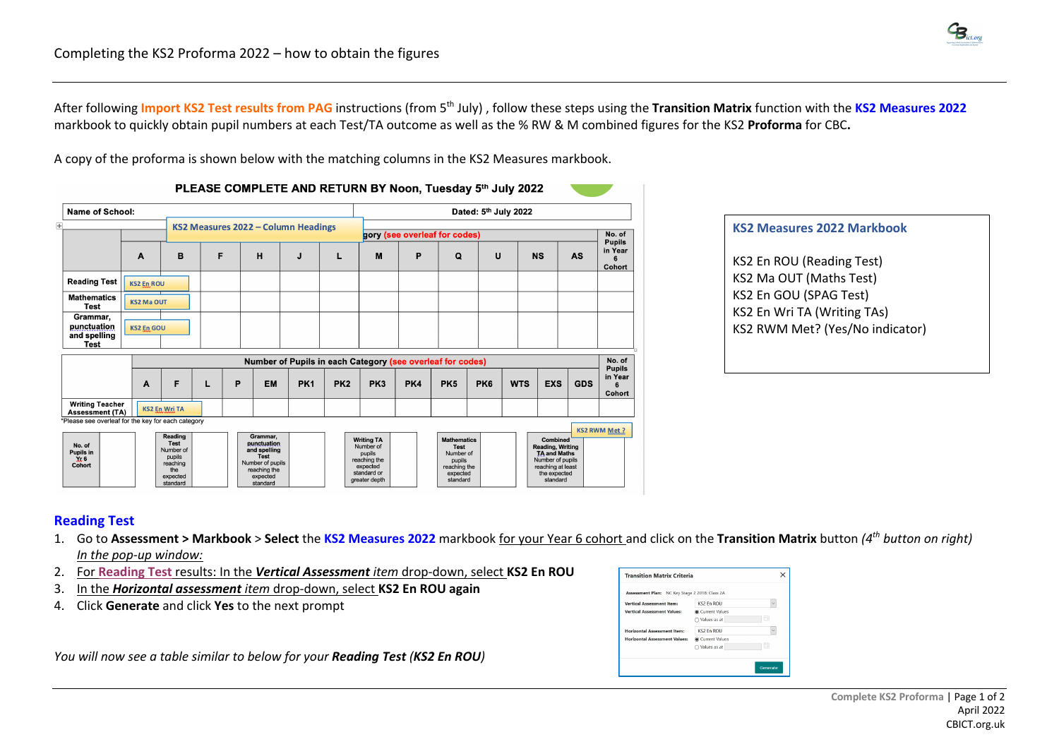Completing the KS2 Proforma 2022 – how to obtain the figures

After following **Import KS2 Test results from PAG** instructions (from 5th July) , follow these steps using the **Transition Matrix** function with the **KS2 Measures 2022** markbook to quickly obtain pupil numbers at each Test/TA outcome as well as the % RW & M combined figures for the KS2 **Proforma** for CBC**.**

A copy of the proforma is shown below with the matching columns in the KS2 Measures markbook.

**PLEASE COMPLETE AND RETURN BY Noon, Tuesday 5th July 2022**

| Name of School: | | | | | | Dated: 5th July 2022 | | | | | | |
|---|---|---|---|---|---|---|---|---|---|---|---|---|
| | KS2 Measures 2022 – Column Headings | | | | | …gory (see overleaf for codes) | | | | | | No. of Pupils in Year 6 Cohort |
| | A | B | F | H | J | L | M | P | Q | U | NS | AS |
| Reading Test | KS2 En ROU | | | | | | | | | | | |
| Mathematics Test | KS2 Ma OUT | | | | | | | | | | | |
| Grammar, punctuation and spelling Test | KS2 En GOU | | | | | | | | | | | |

| | Number of Pupils in each Category (see overleaf for codes) | | | | | | | | | | | | | No. of Pupils in Year 6 Cohort |
|---|---|---|---|---|---|---|---|---|---|---|---|---|---|---|
| | A | F | L | P | EM | PK1 | PK2 | PK3 | PK4 | PK5 | PK6 | WTS | EXS | GDS |
| Writing Teacher Assessment (TA) | KS2 En Wri TA | | | | | | | | | | | | | |

*Please see overleaf for the key for each category

| No. of Pupils in Yr 6 Cohort | Reading Test Number of pupils reaching the expected standard | Grammar, punctuation and spelling Test Number of pupils reaching the expected standard | Writing TA Number of pupils reaching the expected standard or greater depth | Mathematics Test Number of pupils reaching the expected standard | Combined Reading, Writing TA and Maths Number of pupils reaching at least the expected standard (KS2 RWM Met ?) |
|---|---|---|---|---|---|
| | | | | | |

**KS2 Measures 2022 Markbook**

KS2 En ROU (Reading Test)
KS2 Ma OUT (Maths Test)
KS2 En GOU (SPAG Test)
KS2 En Wri TA (Writing TAs)
KS2 RWM Met? (Yes/No indicator)

## Reading Test

1. Go to **Assessment > Markbook** > **Select** the **KS2 Measures 2022** markbook for your Year 6 cohort and click on the **Transition Matrix** button *(4th button on right)*
   *In the pop-up window:*
2. For **Reading Test** results: In the ***Vertical Assessment*** *item* drop-down, select **KS2 En ROU**
3. In the ***Horizontal assessment*** *item* drop-down, select **KS2 En ROU again**
4. Click **Generate** and click **Yes** to the next prompt

Transition Matrix Criteria

Assessment Plan: NC Key Stage 2 2018: Class 2A
Vertical Assessment Item: KS2 En ROU
Vertical Assessment Values: Current Values / Values as at
Horizontal Assessment Item: KS2 En ROU
Horizontal Assessment Values: Current Values / Values as at
Generate

*You will now see a table similar to below for your **Reading Test (KS2 En ROU)***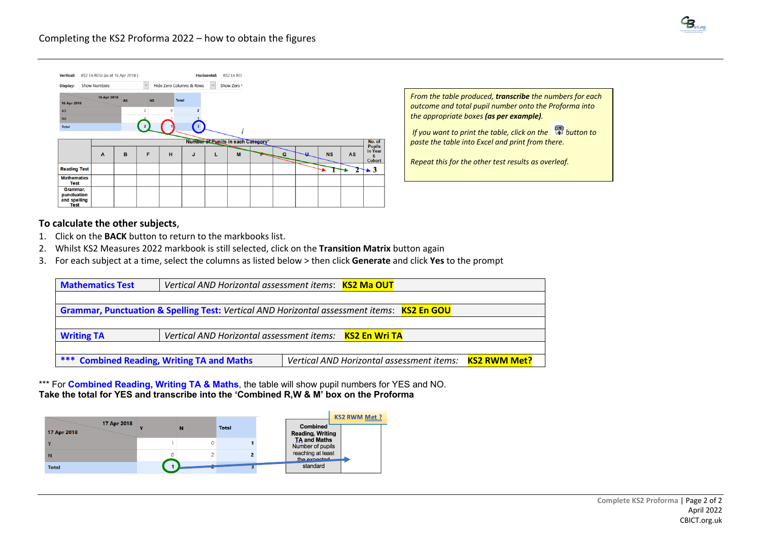## Completing the KS2 Proforma 2022 – how to obtain the figures

**Vertical:** KS2 En ROU (as at 16 Apr 2018) **Horizontal:** KS2 En RO

**Display:** Show Numbers | Hide Zero Columns & Rows | Show Zero

| 16 Apr 2018 / 16 Apr 2018 | AS | NS | Total |
|---|---|---|---|
| AS | 2 | 0 | 2 |
| NS | 0 | 1 | 1 |
| Total | 2 | 1 | 3 |

| | Number of Pupils in each Category* | | | | | | | | | | | | No. of Pupils in Year 6 Cohort |
|---|---|---|---|---|---|---|---|---|---|---|---|---|---|
| | A | B | F | H | J | L | M | P | Q | U | NS | AS | |
| Reading Test | | | | | | | | | | | 1 | 2 | 3 |
| Mathematics Test | | | | | | | | | | | | | |
| Grammar, punctuation and spelling Test | | | | | | | | | | | | | |

*From the table produced, **transcribe** the numbers for each outcome and total pupil number onto the Proforma into the appropriate boxes **(as per example)**.*

*If you want to print the table, click on the button to paste the table into Excel and print from there.*

*Repeat this for the other test results as overleaf.*

### To calculate the other subjects,

1. Click on the **BACK** button to return to the markbooks list.
2. Whilst KS2 Measures 2022 markbook is still selected, click on the **Transition Matrix** button again
3. For each subject at a time, select the columns as listed below > then click **Generate** and click **Yes** to the prompt

| | |
|---|---|
| **Mathematics Test** | *Vertical AND Horizontal assessment items:* **KS2 Ma OUT** |
| **Grammar, Punctuation & Spelling Test:** *Vertical AND Horizontal assessment items:* **KS2 En GOU** | |
| **Writing TA** | *Vertical AND Horizontal assessment items:* **KS2 En Wri TA** |
| **\*\*\* Combined Reading, Writing TA and Maths** | *Vertical AND Horizontal assessment items:* **KS2 RWM Met?** |

*** For **Combined Reading, Writing TA & Maths**, the table will show pupil numbers for YES and NO.
**Take the total for YES and transcribe into the 'Combined R,W & M' box on the Proforma**

| 17 Apr 2018 / 17 Apr 2018 | Y | N | Total |
|---|---|---|---|
| Y | 1 | 0 | 1 |
| N | 0 | 2 | 2 |
| Total | 1 | 2 | 3 |

KS2 RWM Met ?

| Combined Reading, Writing TA and Maths Number of pupils reaching at least the expected standard | |
|---|---|